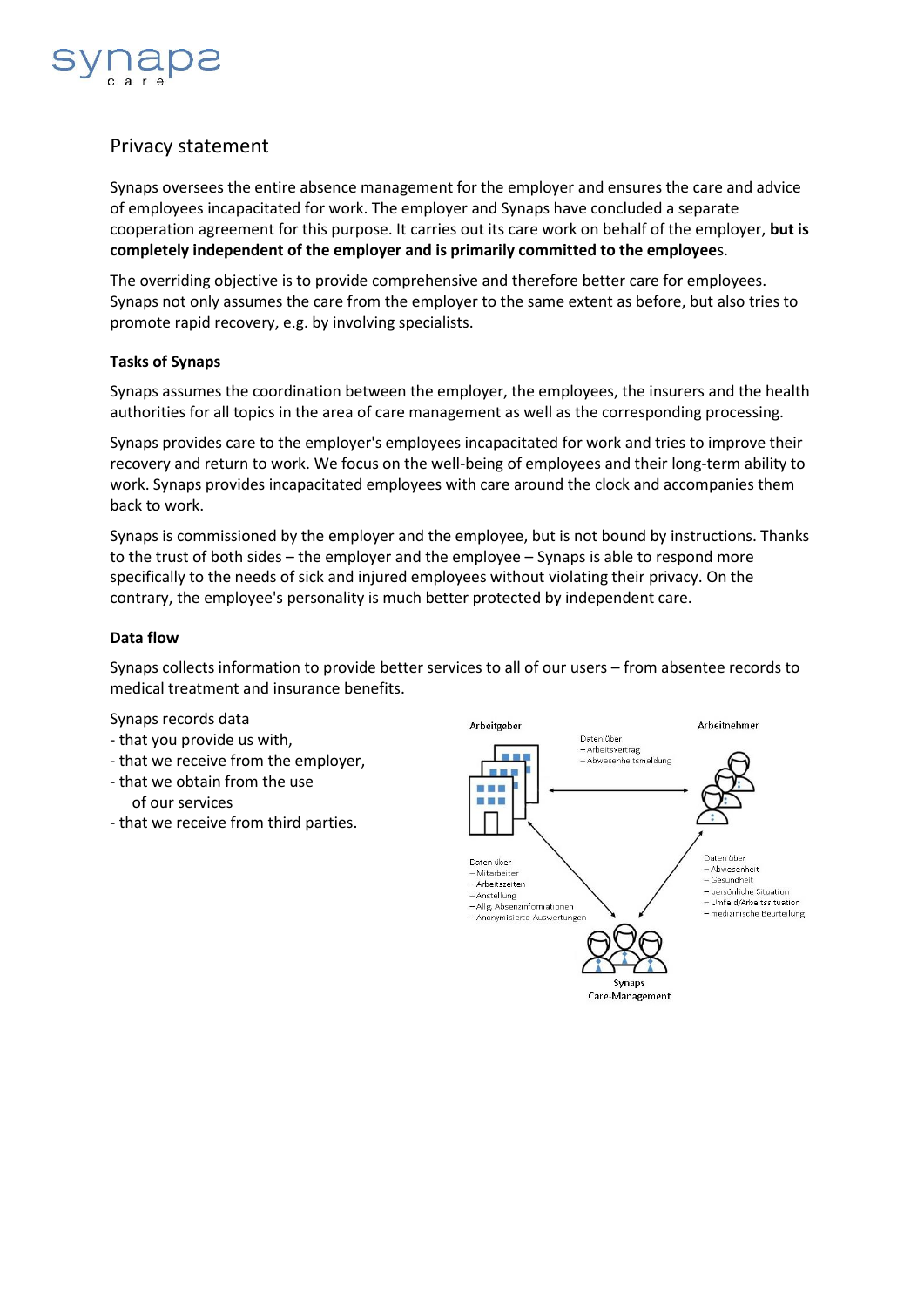# Privacy statement

Synaps oversees the entire absence management for the employer and ensures the care and advice of employees incapacitated for work. The employer and Synaps have concluded a separate cooperation agreement for this purpose. It carries out its care work on behalf of the employer, **but is completely independent of the employer and is primarily committed to the employee**s.

The overriding objective is to provide comprehensive and therefore better care for employees. Synaps not only assumes the care from the employer to the same extent as before, but also tries to promote rapid recovery, e.g. by involving specialists.

### Tasks of Synaps

Synaps assumes the coordination between the employer, the employees, the insurers and the health authorities for all topics in the area of care management as well as the corresponding processing.

Synaps provides care to the employer's employees incapacitated for work and tries to improve their recovery and return to work. We focus on the well-being of employees and their long-term ability to work. Synaps provides incapacitated employees with care around the clock and accompanies them back to work.

Synaps is commissioned by the employer and the employee, but is not bound by instructions. Thanks to the trust of both sides – the employer and the employee – Synaps is able to respond more specifically to the needs of sick and injured employees without violating their privacy. On the contrary, the employee's personality is much better protected by independent care.

### Data flow

Synaps collects information to provide better services to all of our users – from absentee records to medical treatment and insurance benefits.

Synaps records data
- that you provide us with,
- that we receive from the employer,
- that we obtain from the use of our services
- that we receive from third parties.

Arbeitgeber

Arbeitnehmer

Daten über
- Arbeitsvertrag
- Abwesenheitsmeldung

Daten über
- Mitarbeiter
- Arbeitszeiten
- Anstellung
- Allg. Absenzinformationen
- Anonymisierte Auswertungen

Daten über
- Abwesenheit
- Gesundheit
- persönliche Situation
- Umfeld/Arbeitssituation
- medizinische Beurteilung

Synaps Care-Management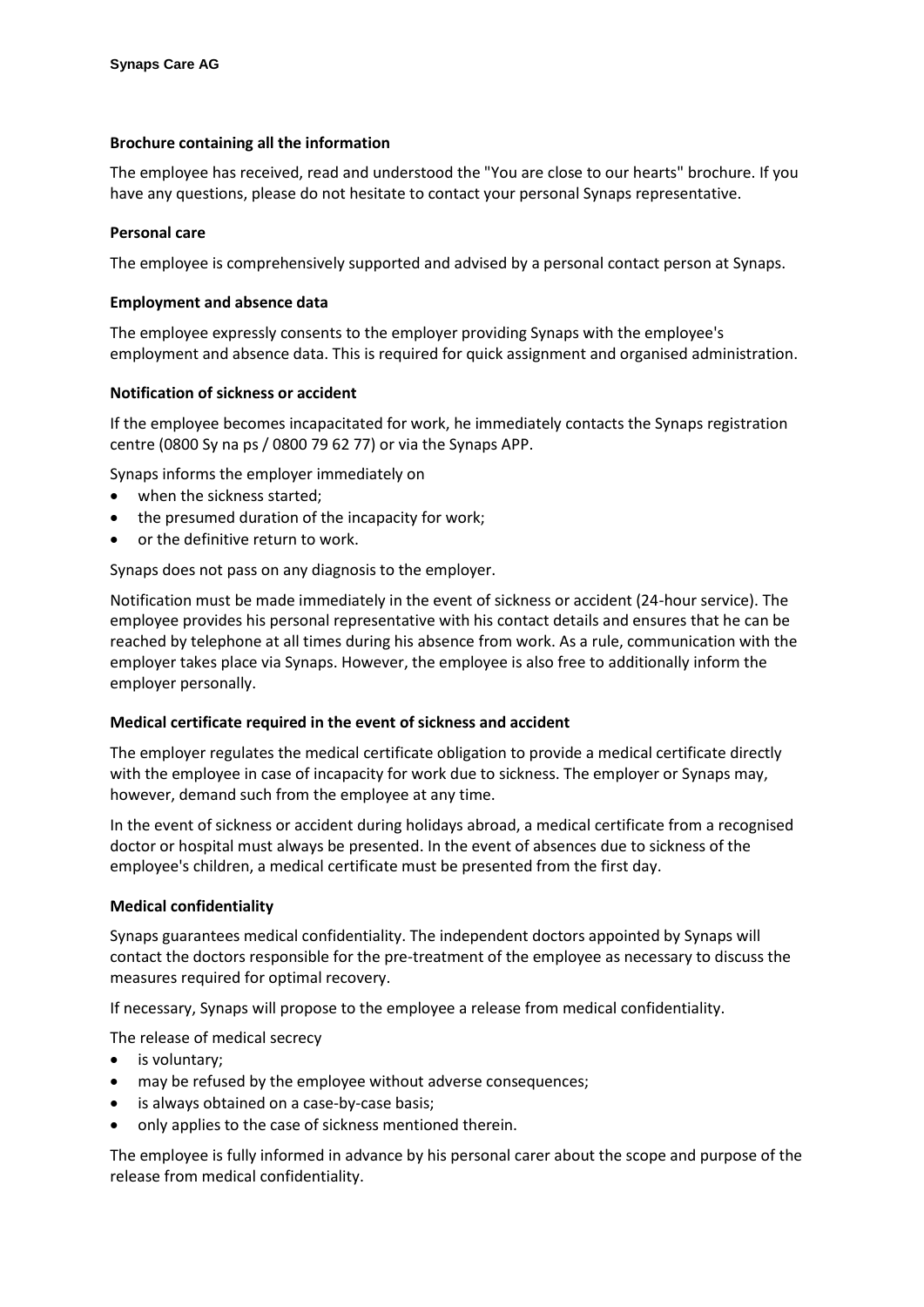**Brochure containing all the information**

The employee has received, read and understood the "You are close to our hearts" brochure. If you have any questions, please do not hesitate to contact your personal Synaps representative.

**Personal care**

The employee is comprehensively supported and advised by a personal contact person at Synaps.

**Employment and absence data**

The employee expressly consents to the employer providing Synaps with the employee's employment and absence data. This is required for quick assignment and organised administration.

**Notification of sickness or accident**

If the employee becomes incapacitated for work, he immediately contacts the Synaps registration centre (0800 Sy na ps / 0800 79 62 77) or via the Synaps APP.

Synaps informs the employer immediately on

- when the sickness started;
- the presumed duration of the incapacity for work;
- or the definitive return to work.

Synaps does not pass on any diagnosis to the employer.

Notification must be made immediately in the event of sickness or accident (24-hour service). The employee provides his personal representative with his contact details and ensures that he can be reached by telephone at all times during his absence from work. As a rule, communication with the employer takes place via Synaps. However, the employee is also free to additionally inform the employer personally.

**Medical certificate required in the event of sickness and accident**

The employer regulates the medical certificate obligation to provide a medical certificate directly with the employee in case of incapacity for work due to sickness. The employer or Synaps may, however, demand such from the employee at any time.

In the event of sickness or accident during holidays abroad, a medical certificate from a recognised doctor or hospital must always be presented. In the event of absences due to sickness of the employee's children, a medical certificate must be presented from the first day.

**Medical confidentiality**

Synaps guarantees medical confidentiality. The independent doctors appointed by Synaps will contact the doctors responsible for the pre-treatment of the employee as necessary to discuss the measures required for optimal recovery.

If necessary, Synaps will propose to the employee a release from medical confidentiality.

The release of medical secrecy

- is voluntary;
- may be refused by the employee without adverse consequences;
- is always obtained on a case-by-case basis;
- only applies to the case of sickness mentioned therein.

The employee is fully informed in advance by his personal carer about the scope and purpose of the release from medical confidentiality.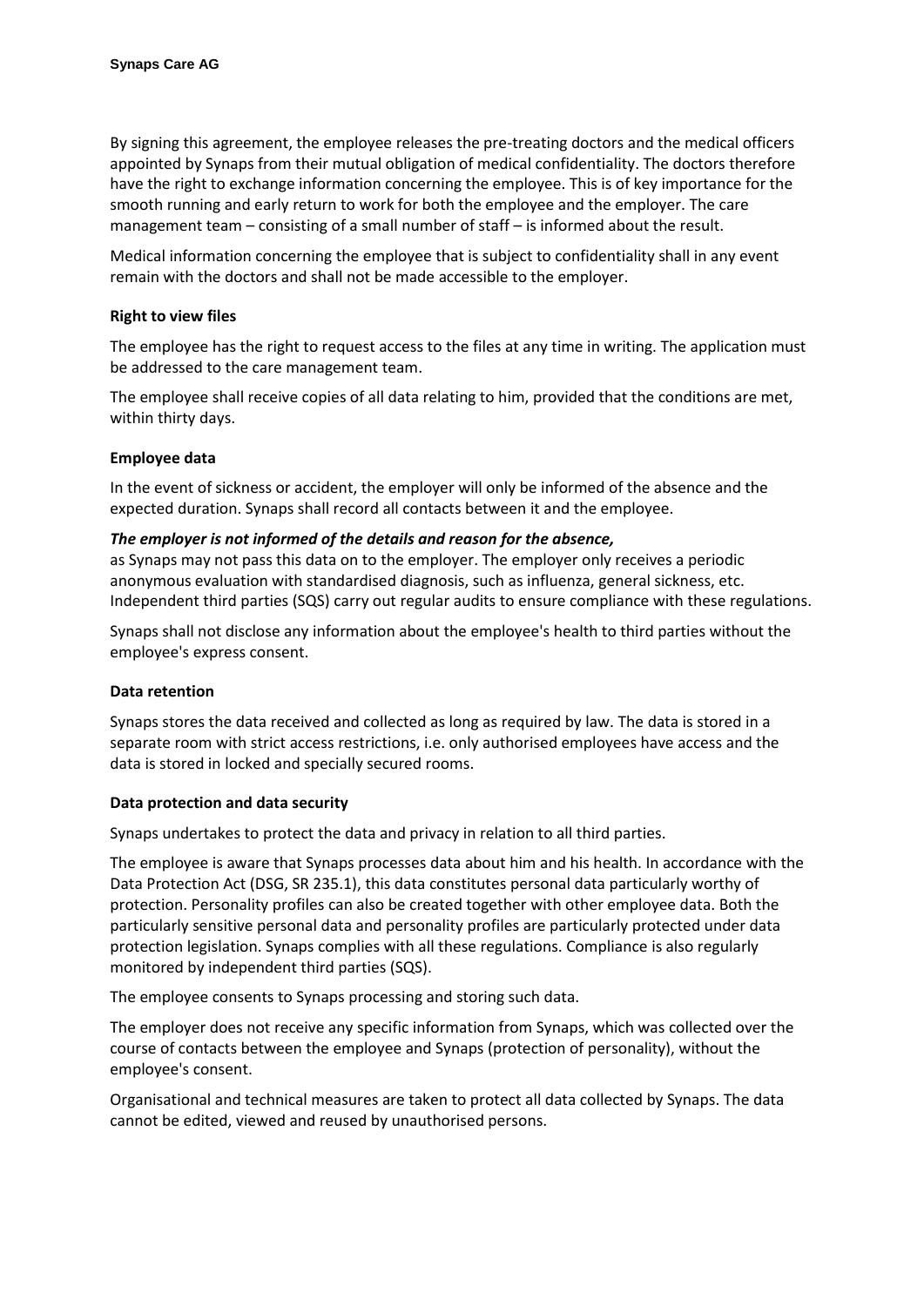By signing this agreement, the employee releases the pre-treating doctors and the medical officers appointed by Synaps from their mutual obligation of medical confidentiality. The doctors therefore have the right to exchange information concerning the employee. This is of key importance for the smooth running and early return to work for both the employee and the employer. The care management team – consisting of a small number of staff – is informed about the result.

Medical information concerning the employee that is subject to confidentiality shall in any event remain with the doctors and shall not be made accessible to the employer.

**Right to view files**

The employee has the right to request access to the files at any time in writing. The application must be addressed to the care management team.

The employee shall receive copies of all data relating to him, provided that the conditions are met, within thirty days.

**Employee data**

In the event of sickness or accident, the employer will only be informed of the absence and the expected duration. Synaps shall record all contacts between it and the employee.

***The employer is not informed of the details and reason for the absence,***
as Synaps may not pass this data on to the employer. The employer only receives a periodic anonymous evaluation with standardised diagnosis, such as influenza, general sickness, etc. Independent third parties (SQS) carry out regular audits to ensure compliance with these regulations.

Synaps shall not disclose any information about the employee's health to third parties without the employee's express consent.

**Data retention**

Synaps stores the data received and collected as long as required by law. The data is stored in a separate room with strict access restrictions, i.e. only authorised employees have access and the data is stored in locked and specially secured rooms.

**Data protection and data security**

Synaps undertakes to protect the data and privacy in relation to all third parties.

The employee is aware that Synaps processes data about him and his health. In accordance with the Data Protection Act (DSG, SR 235.1), this data constitutes personal data particularly worthy of protection. Personality profiles can also be created together with other employee data. Both the particularly sensitive personal data and personality profiles are particularly protected under data protection legislation. Synaps complies with all these regulations. Compliance is also regularly monitored by independent third parties (SQS).

The employee consents to Synaps processing and storing such data.

The employer does not receive any specific information from Synaps, which was collected over the course of contacts between the employee and Synaps (protection of personality), without the employee's consent.

Organisational and technical measures are taken to protect all data collected by Synaps. The data cannot be edited, viewed and reused by unauthorised persons.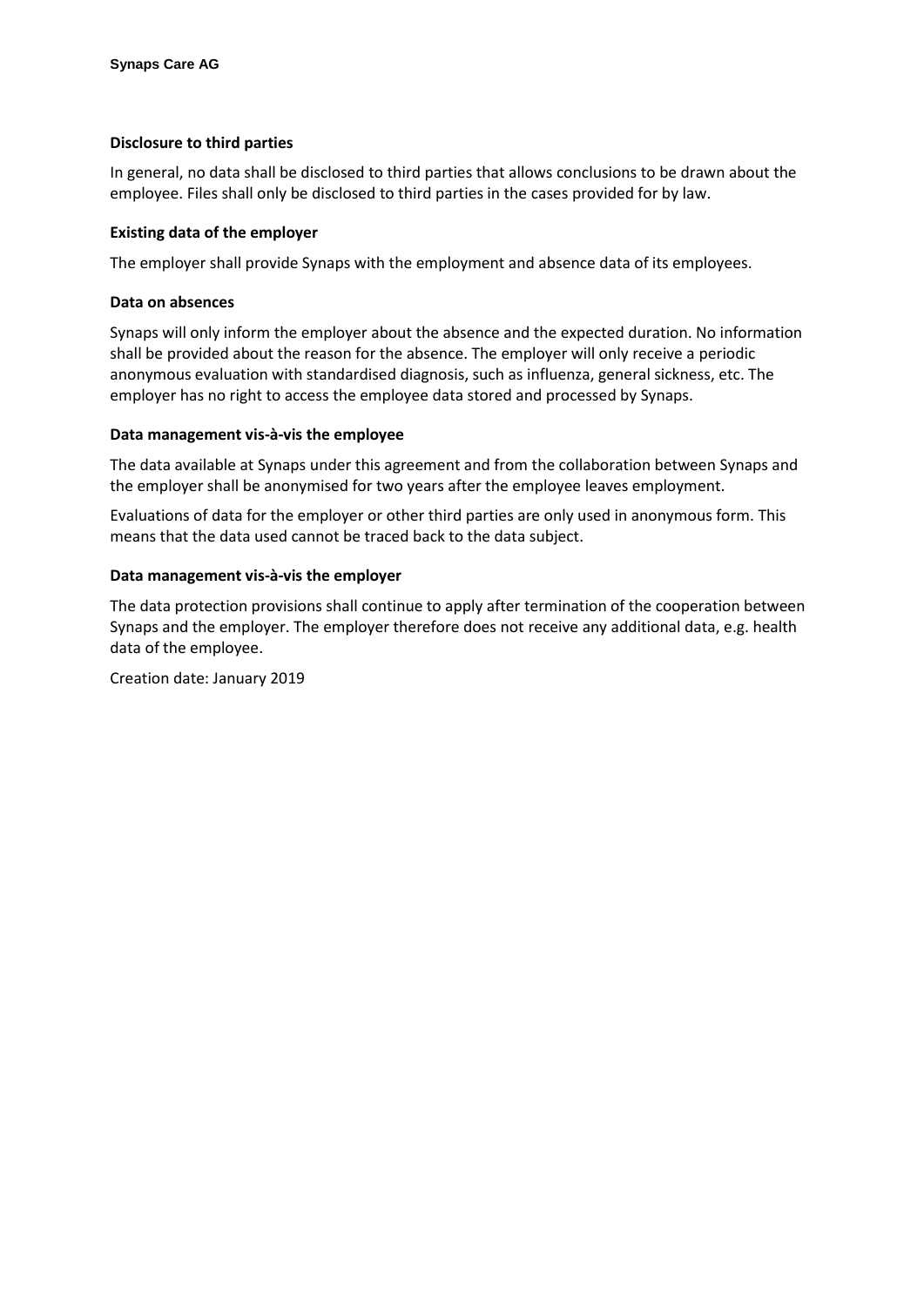### Disclosure to third parties

In general, no data shall be disclosed to third parties that allows conclusions to be drawn about the employee. Files shall only be disclosed to third parties in the cases provided for by law.

### Existing data of the employer

The employer shall provide Synaps with the employment and absence data of its employees.

### Data on absences

Synaps will only inform the employer about the absence and the expected duration. No information shall be provided about the reason for the absence. The employer will only receive a periodic anonymous evaluation with standardised diagnosis, such as influenza, general sickness, etc. The employer has no right to access the employee data stored and processed by Synaps.

### Data management vis-à-vis the employee

The data available at Synaps under this agreement and from the collaboration between Synaps and the employer shall be anonymised for two years after the employee leaves employment.

Evaluations of data for the employer or other third parties are only used in anonymous form. This means that the data used cannot be traced back to the data subject.

### Data management vis-à-vis the employer

The data protection provisions shall continue to apply after termination of the cooperation between Synaps and the employer. The employer therefore does not receive any additional data, e.g. health data of the employee.

Creation date: January 2019